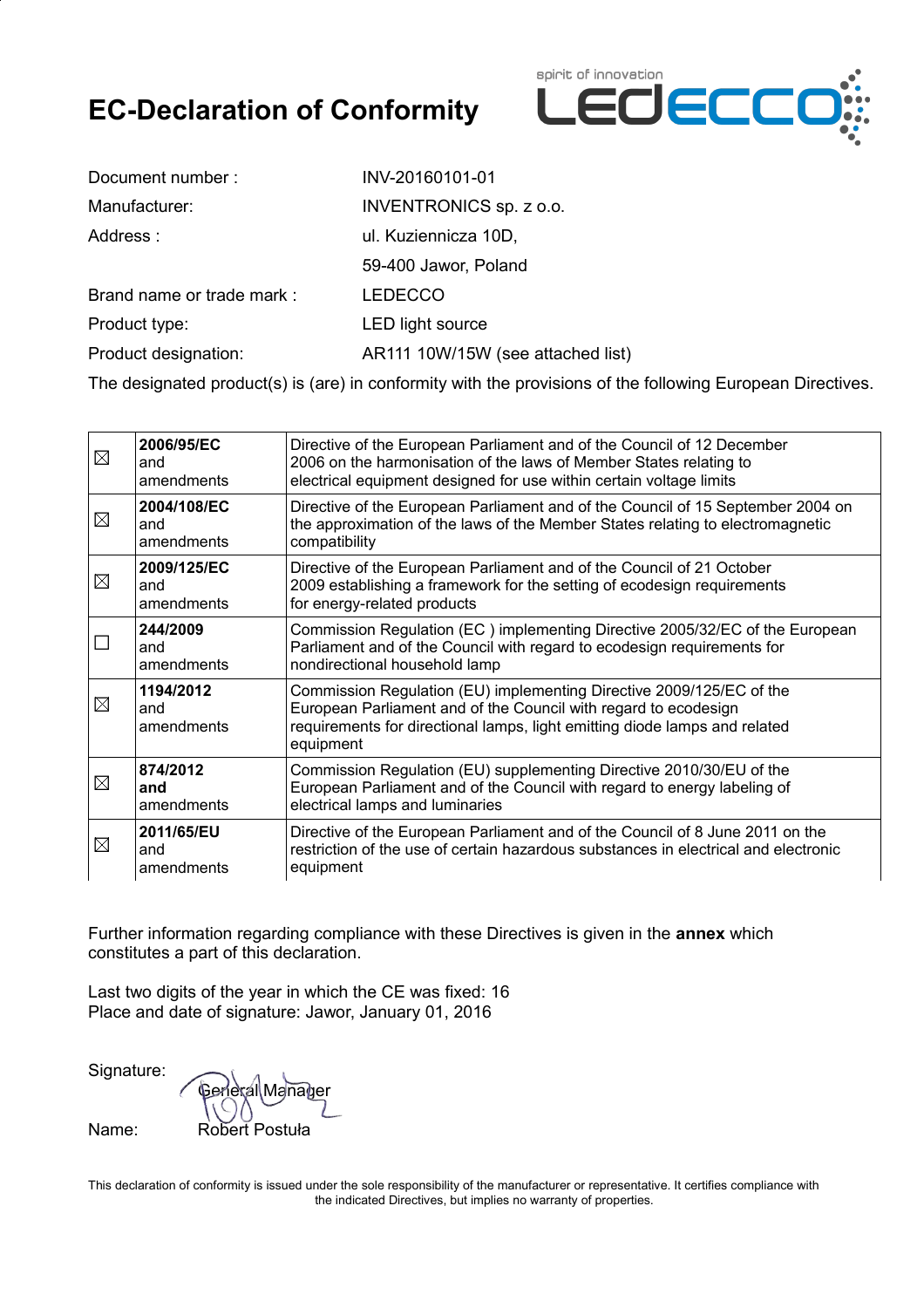# EC-Declaration of Conformity

spirit of innovation LEDECCO

| | |
|---|---|
| Document number : | INV-20160101-01 |
| Manufacturer: | INVENTRONICS sp. z o.o. |
| Address : | ul. Kuziennicza 10D, |
| | 59-400 Jawor, Poland |
| Brand name or trade mark : | LEDECCO |
| Product type: | LED light source |
| Product designation: | AR111 10W/15W (see attached list) |

The designated product(s) is (are) in conformity with the provisions of the following European Directives.

| | | |
|---|---|---|
| ☒ | **2006/95/EC** and amendments | Directive of the European Parliament and of the Council of 12 December 2006 on the harmonisation of the laws of Member States relating to electrical equipment designed for use within certain voltage limits |
| ☒ | **2004/108/EC** and amendments | Directive of the European Parliament and of the Council of 15 September 2004 on the approximation of the laws of the Member States relating to electromagnetic compatibility |
| ☒ | **2009/125/EC** and amendments | Directive of the European Parliament and of the Council of 21 October 2009 establishing a framework for the setting of ecodesign requirements for energy-related products |
| ☐ | **244/2009** and amendments | Commission Regulation (EC ) implementing Directive 2005/32/EC of the European Parliament and of the Council with regard to ecodesign requirements for nondirectional household lamp |
| ☒ | **1194/2012** and amendments | Commission Regulation (EU) implementing Directive 2009/125/EC of the European Parliament and of the Council with regard to ecodesign requirements for directional lamps, light emitting diode lamps and related equipment |
| ☒ | **874/2012 and** amendments | Commission Regulation (EU) supplementing Directive 2010/30/EU of the European Parliament and of the Council with regard to energy labeling of electrical lamps and luminaries |
| ☒ | **2011/65/EU** and amendments | Directive of the European Parliament and of the Council of 8 June 2011 on the restriction of the use of certain hazardous substances in electrical and electronic equipment |

Further information regarding compliance with these Directives is given in the **annex** which constitutes a part of this declaration.

Last two digits of the year in which the CE was fixed: 16
Place and date of signature: Jawor, January 01, 2016

Signature: General Manager

Name: Robert Postuła

This declaration of conformity is issued under the sole responsibility of the manufacturer or representative. It certifies compliance with the indicated Directives, but implies no warranty of properties.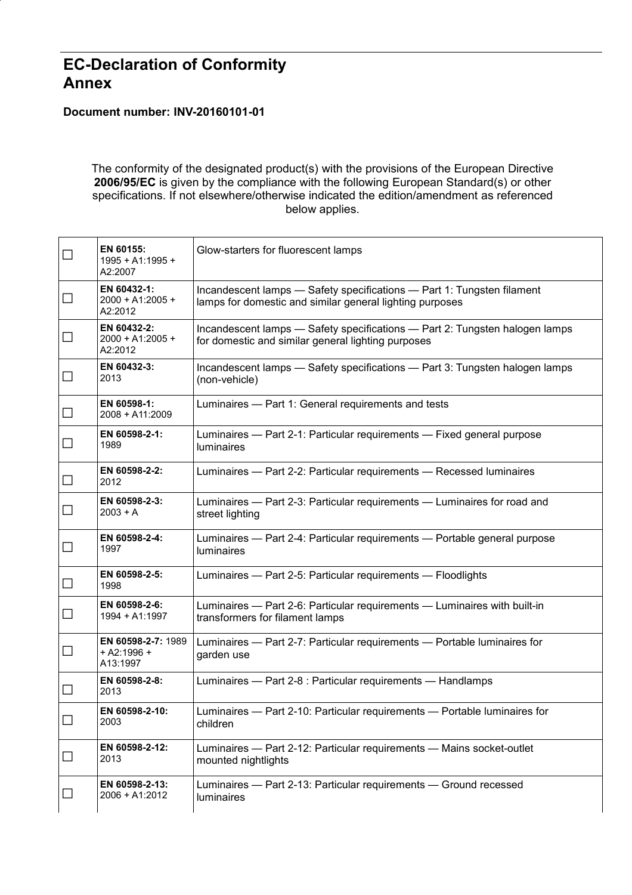# EC-Declaration of Conformity
# Annex

**Document number: INV-20160101-01**

The conformity of the designated product(s) with the provisions of the European Directive **2006/95/EC** is given by the compliance with the following European Standard(s) or other specifications. If not elsewhere/otherwise indicated the edition/amendment as referenced below applies.

| | | |
|---|---|---|
| ☐ | **EN 60155:** 1995 + A1:1995 + A2:2007 | Glow-starters for fluorescent lamps |
| ☐ | **EN 60432-1:** 2000 + A1:2005 + A2:2012 | Incandescent lamps — Safety specifications — Part 1: Tungsten filament lamps for domestic and similar general lighting purposes |
| ☐ | **EN 60432-2:** 2000 + A1:2005 + A2:2012 | Incandescent lamps — Safety specifications — Part 2: Tungsten halogen lamps for domestic and similar general lighting purposes |
| ☐ | **EN 60432-3:** 2013 | Incandescent lamps — Safety specifications — Part 3: Tungsten halogen lamps (non-vehicle) |
| ☐ | **EN 60598-1:** 2008 + A11:2009 | Luminaires — Part 1: General requirements and tests |
| ☐ | **EN 60598-2-1:** 1989 | Luminaires — Part 2-1: Particular requirements — Fixed general purpose luminaires |
| ☐ | **EN 60598-2-2:** 2012 | Luminaires — Part 2-2: Particular requirements — Recessed luminaires |
| ☐ | **EN 60598-2-3:** 2003 + A | Luminaires — Part 2-3: Particular requirements — Luminaires for road and street lighting |
| ☐ | **EN 60598-2-4:** 1997 | Luminaires — Part 2-4: Particular requirements — Portable general purpose luminaires |
| ☐ | **EN 60598-2-5:** 1998 | Luminaires — Part 2-5: Particular requirements — Floodlights |
| ☐ | **EN 60598-2-6:** 1994 + A1:1997 | Luminaires — Part 2-6: Particular requirements — Luminaires with built-in transformers for filament lamps |
| ☐ | **EN 60598-2-7:** 1989 + A2:1996 + A13:1997 | Luminaires — Part 2-7: Particular requirements — Portable luminaires for garden use |
| ☐ | **EN 60598-2-8:** 2013 | Luminaires — Part 2-8 : Particular requirements — Handlamps |
| ☐ | **EN 60598-2-10:** 2003 | Luminaires — Part 2-10: Particular requirements — Portable luminaires for children |
| ☐ | **EN 60598-2-12:** 2013 | Luminaires — Part 2-12: Particular requirements — Mains socket-outlet mounted nightlights |
| ☐ | **EN 60598-2-13:** 2006 + A1:2012 | Luminaires — Part 2-13: Particular requirements — Ground recessed luminaires |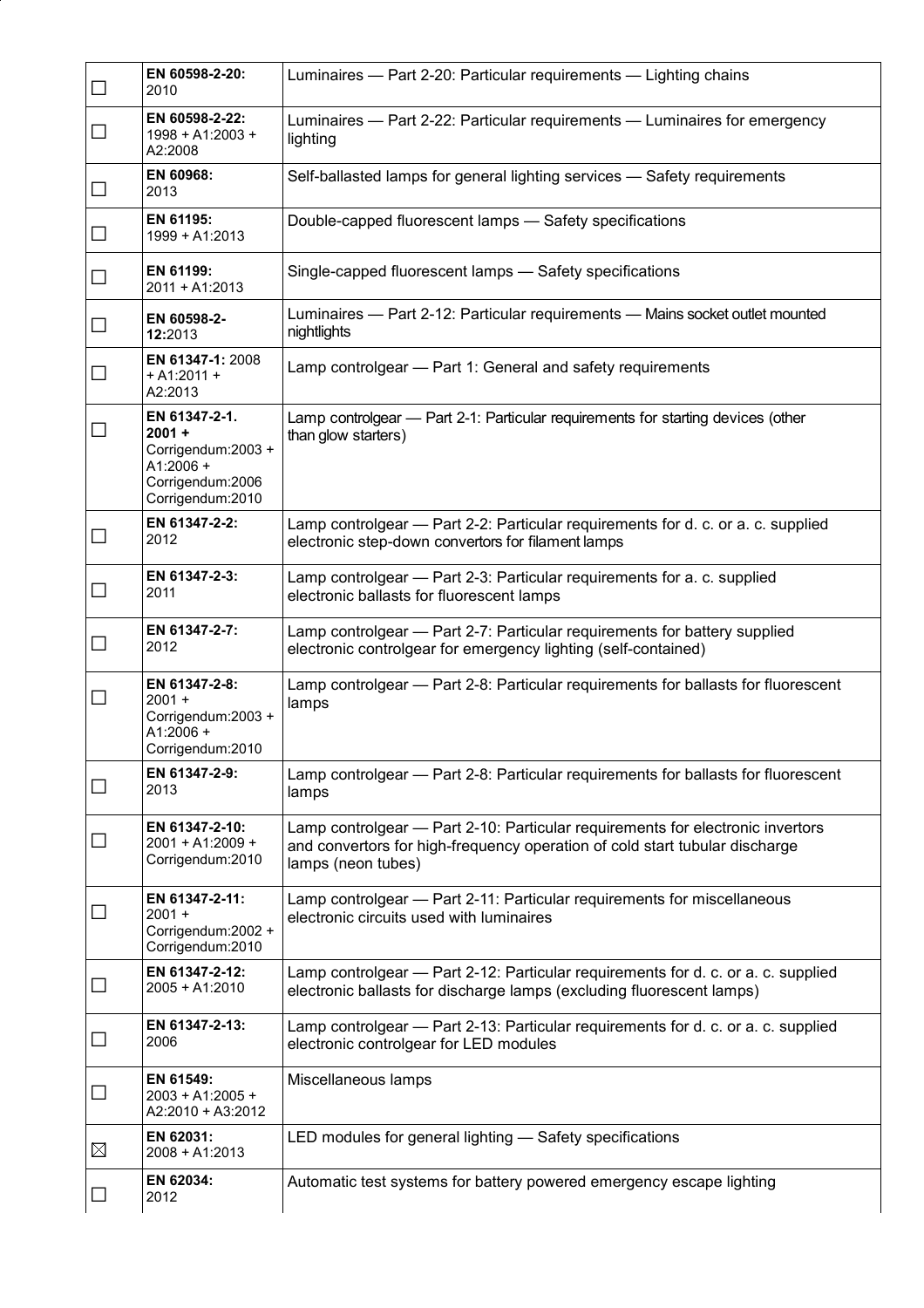| | | |
|---|---|---|
| ☐ | **EN 60598-2-20:** 2010 | Luminaires — Part 2-20: Particular requirements — Lighting chains |
| ☐ | **EN 60598-2-22:** 1998 + A1:2003 + A2:2008 | Luminaires — Part 2-22: Particular requirements — Luminaires for emergency lighting |
| ☐ | **EN 60968:** 2013 | Self-ballasted lamps for general lighting services — Safety requirements |
| ☐ | **EN 61195:** 1999 + A1:2013 | Double-capped fluorescent lamps — Safety specifications |
| ☐ | **EN 61199:** 2011 + A1:2013 | Single-capped fluorescent lamps — Safety specifications |
| ☐ | **EN 60598-2-12:**2013 | Luminaires — Part 2-12: Particular requirements — Mains socket outlet mounted nightlights |
| ☐ | **EN 61347-1:** 2008 + A1:2011 + A2:2013 | Lamp controlgear — Part 1: General and safety requirements |
| ☐ | **EN 61347-2-1. 2001 +** Corrigendum:2003 + A1:2006 + Corrigendum:2006 Corrigendum:2010 | Lamp controlgear — Part 2-1: Particular requirements for starting devices (other than glow starters) |
| ☐ | **EN 61347-2-2:** 2012 | Lamp controlgear — Part 2-2: Particular requirements for d. c. or a. c. supplied electronic step-down convertors for filament lamps |
| ☐ | **EN 61347-2-3:** 2011 | Lamp controlgear — Part 2-3: Particular requirements for a. c. supplied electronic ballasts for fluorescent lamps |
| ☐ | **EN 61347-2-7:** 2012 | Lamp controlgear — Part 2-7: Particular requirements for battery supplied electronic controlgear for emergency lighting (self-contained) |
| ☐ | **EN 61347-2-8:** 2001 + Corrigendum:2003 + A1:2006 + Corrigendum:2010 | Lamp controlgear — Part 2-8: Particular requirements for ballasts for fluorescent lamps |
| ☐ | **EN 61347-2-9:** 2013 | Lamp controlgear — Part 2-8: Particular requirements for ballasts for fluorescent lamps |
| ☐ | **EN 61347-2-10:** 2001 + A1:2009 + Corrigendum:2010 | Lamp controlgear — Part 2-10: Particular requirements for electronic invertors and convertors for high-frequency operation of cold start tubular discharge lamps (neon tubes) |
| ☐ | **EN 61347-2-11:** 2001 + Corrigendum:2002 + Corrigendum:2010 | Lamp controlgear — Part 2-11: Particular requirements for miscellaneous electronic circuits used with luminaires |
| ☐ | **EN 61347-2-12:** 2005 + A1:2010 | Lamp controlgear — Part 2-12: Particular requirements for d. c. or a. c. supplied electronic ballasts for discharge lamps (excluding fluorescent lamps) |
| ☐ | **EN 61347-2-13:** 2006 | Lamp controlgear — Part 2-13: Particular requirements for d. c. or a. c. supplied electronic controlgear for LED modules |
| ☐ | **EN 61549:** 2003 + A1:2005 + A2:2010 + A3:2012 | Miscellaneous lamps |
| ☒ | **EN 62031:** 2008 + A1:2013 | LED modules for general lighting — Safety specifications |
| ☐ | **EN 62034:** 2012 | Automatic test systems for battery powered emergency escape lighting |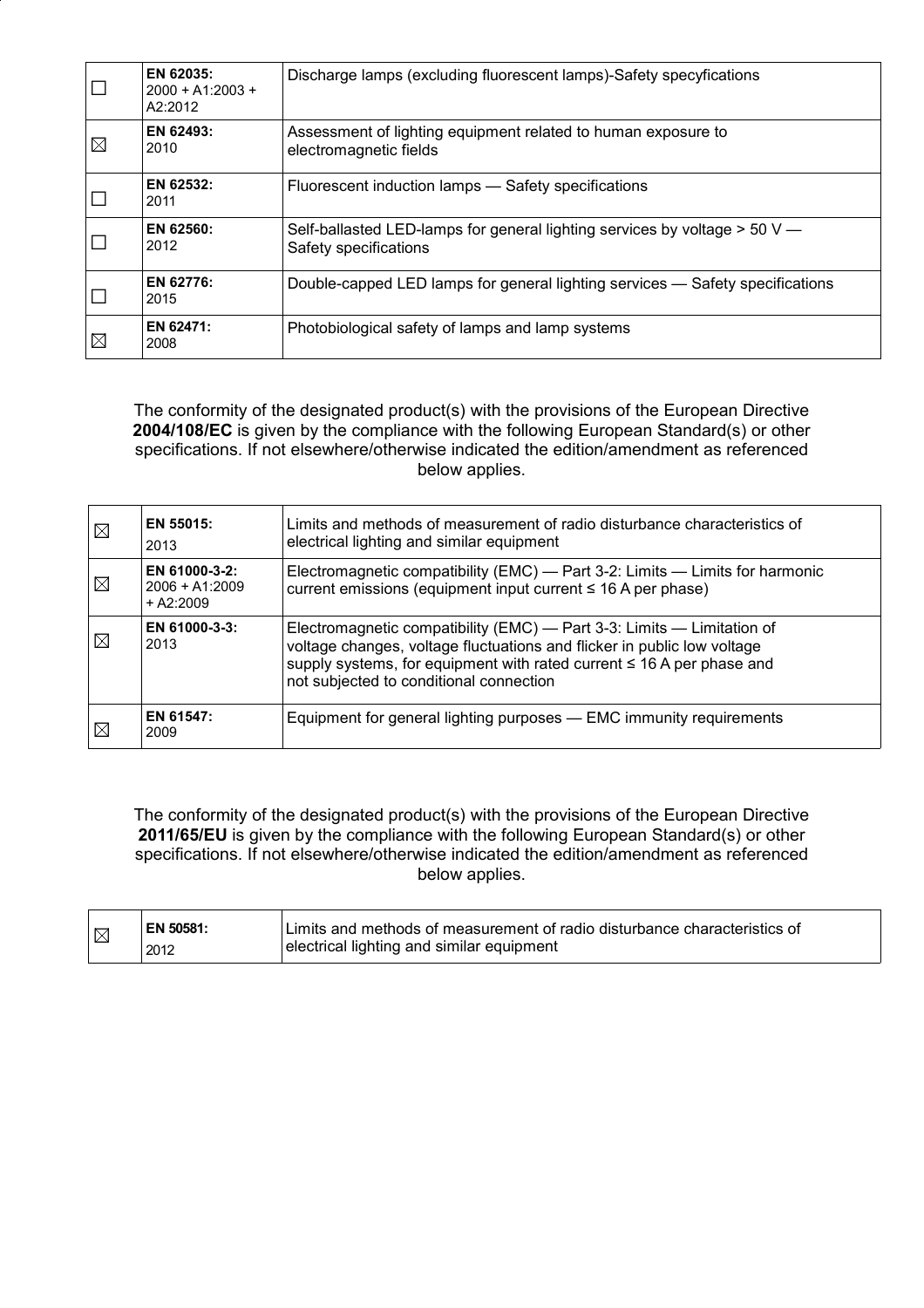| ☐ | **EN 62035:** 2000 + A1:2003 + A2:2012 | Discharge lamps (excluding fluorescent lamps)-Safety specyfications |
|---|---|---|
| ☒ | **EN 62493:** 2010 | Assessment of lighting equipment related to human exposure to electromagnetic fields |
| ☐ | **EN 62532:** 2011 | Fluorescent induction lamps — Safety specifications |
| ☐ | **EN 62560:** 2012 | Self-ballasted LED-lamps for general lighting services by voltage > 50 V — Safety specifications |
| ☐ | **EN 62776:** 2015 | Double-capped LED lamps for general lighting services — Safety specifications |
| ☒ | **EN 62471:** 2008 | Photobiological safety of lamps and lamp systems |

The conformity of the designated product(s) with the provisions of the European Directive **2004/108/EC** is given by the compliance with the following European Standard(s) or other specifications. If not elsewhere/otherwise indicated the edition/amendment as referenced below applies.

| ☒ | **EN 55015:** 2013 | Limits and methods of measurement of radio disturbance characteristics of electrical lighting and similar equipment |
|---|---|---|
| ☒ | **EN 61000-3-2:** 2006 + A1:2009 + A2:2009 | Electromagnetic compatibility (EMC) — Part 3-2: Limits — Limits for harmonic current emissions (equipment input current ≤ 16 A per phase) |
| ☒ | **EN 61000-3-3:** 2013 | Electromagnetic compatibility (EMC) — Part 3-3: Limits — Limitation of voltage changes, voltage fluctuations and flicker in public low voltage supply systems, for equipment with rated current ≤ 16 A per phase and not subjected to conditional connection |
| ☒ | **EN 61547:** 2009 | Equipment for general lighting purposes — EMC immunity requirements |

The conformity of the designated product(s) with the provisions of the European Directive **2011/65/EU** is given by the compliance with the following European Standard(s) or other specifications. If not elsewhere/otherwise indicated the edition/amendment as referenced below applies.

| ☒ | **EN 50581:** 2012 | Limits and methods of measurement of radio disturbance characteristics of electrical lighting and similar equipment |
|---|---|---|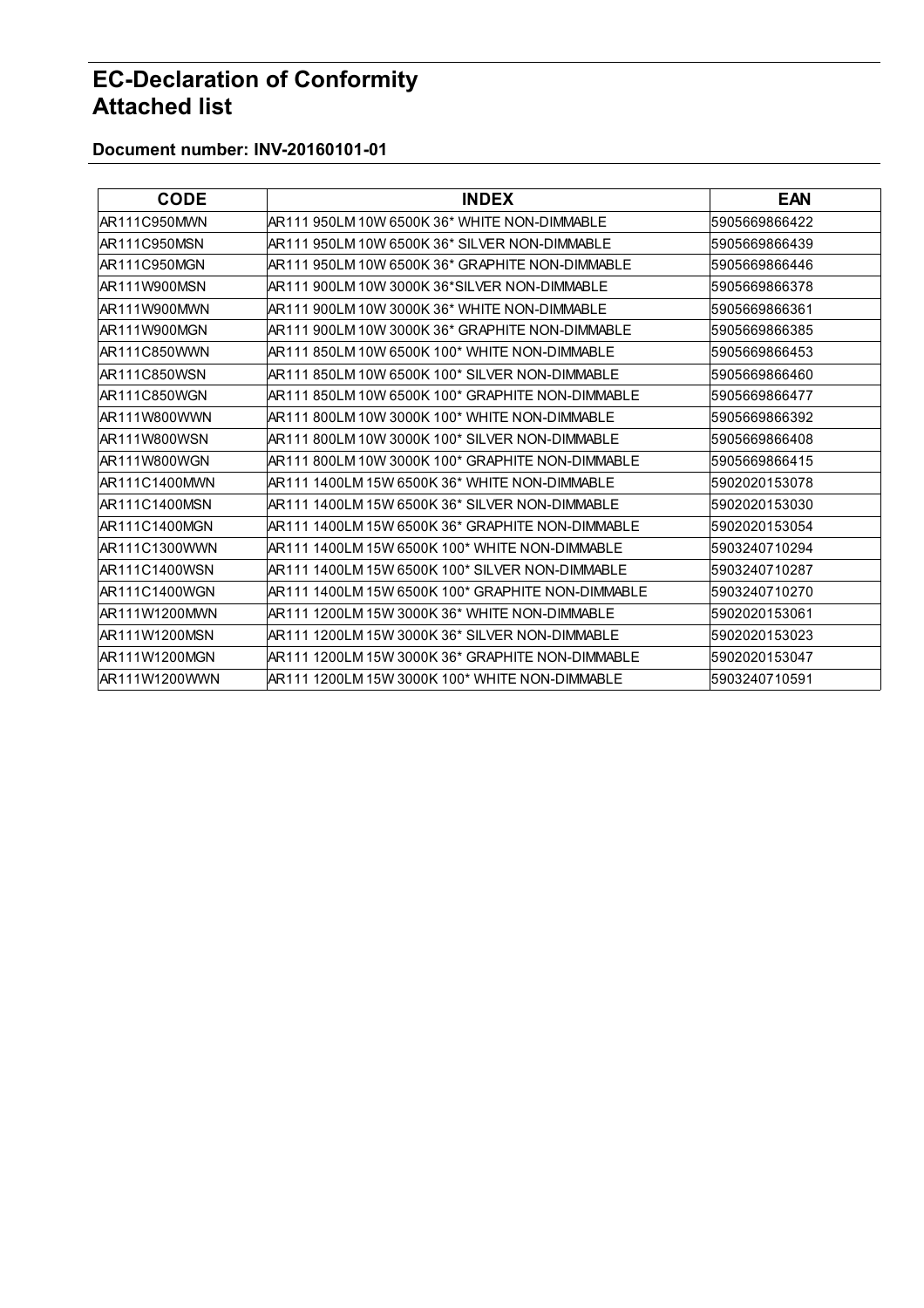# EC-Declaration of Conformity
# Attached list

### Document number: INV-20160101-01

| CODE | INDEX | EAN |
|---|---|---|
| AR111C950MWN | AR111 950LM 10W 6500K 36* WHITE NON-DIMMABLE | 5905669866422 |
| AR111C950MSN | AR111 950LM 10W 6500K 36* SILVER NON-DIMMABLE | 5905669866439 |
| AR111C950MGN | AR111 950LM 10W 6500K 36* GRAPHITE NON-DIMMABLE | 5905669866446 |
| AR111W900MSN | AR111 900LM 10W 3000K 36*SILVER NON-DIMMABLE | 5905669866378 |
| AR111W900MWN | AR111 900LM 10W 3000K 36* WHITE NON-DIMMABLE | 5905669866361 |
| AR111W900MGN | AR111 900LM 10W 3000K 36* GRAPHITE NON-DIMMABLE | 5905669866385 |
| AR111C850WWN | AR111 850LM 10W 6500K 100* WHITE NON-DIMMABLE | 5905669866453 |
| AR111C850WSN | AR111 850LM 10W 6500K 100* SILVER NON-DIMMABLE | 5905669866460 |
| AR111C850WGN | AR111 850LM 10W 6500K 100* GRAPHITE NON-DIMMABLE | 5905669866477 |
| AR111W800WWN | AR111 800LM 10W 3000K 100* WHITE NON-DIMMABLE | 5905669866392 |
| AR111W800WSN | AR111 800LM 10W 3000K 100* SILVER NON-DIMMABLE | 5905669866408 |
| AR111W800WGN | AR111 800LM 10W 3000K 100* GRAPHITE NON-DIMMABLE | 5905669866415 |
| AR111C1400MWN | AR111 1400LM 15W 6500K 36* WHITE NON-DIMMABLE | 5902020153078 |
| AR111C1400MSN | AR111 1400LM 15W 6500K 36* SILVER NON-DIMMABLE | 5902020153030 |
| AR111C1400MGN | AR111 1400LM 15W 6500K 36* GRAPHITE NON-DIMMABLE | 5902020153054 |
| AR111C1300WWN | AR111 1400LM 15W 6500K 100* WHITE NON-DIMMABLE | 5903240710294 |
| AR111C1400WSN | AR111 1400LM 15W 6500K 100* SILVER NON-DIMMABLE | 5903240710287 |
| AR111C1400WGN | AR111 1400LM 15W 6500K 100* GRAPHITE NON-DIMMABLE | 5903240710270 |
| AR111W1200MWN | AR111 1200LM 15W 3000K 36* WHITE NON-DIMMABLE | 5902020153061 |
| AR111W1200MSN | AR111 1200LM 15W 3000K 36* SILVER NON-DIMMABLE | 5902020153023 |
| AR111W1200MGN | AR111 1200LM 15W 3000K 36* GRAPHITE NON-DIMMABLE | 5902020153047 |
| AR111W1200WWN | AR111 1200LM 15W 3000K 100* WHITE NON-DIMMABLE | 5903240710591 |